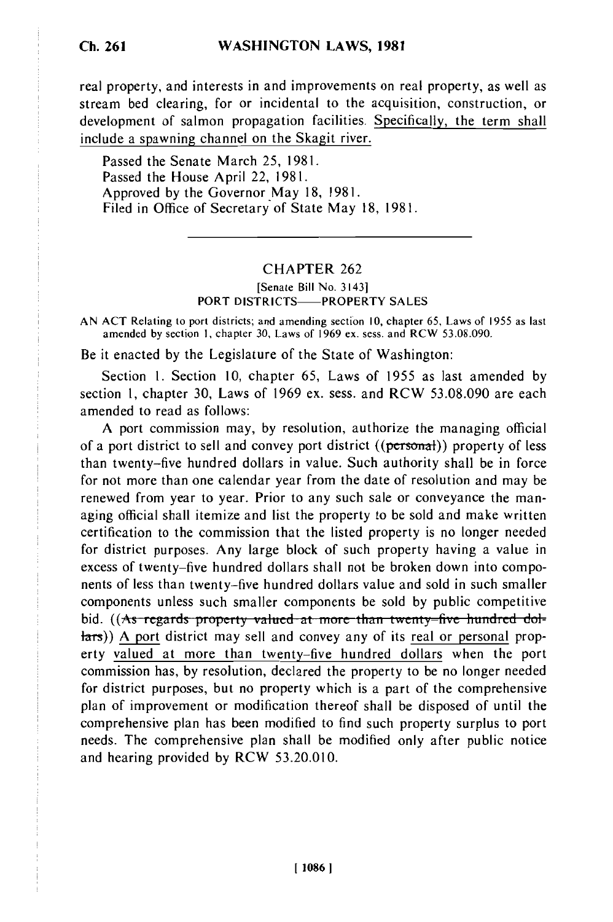real property, and interests in and improvements on real property, as well as stream bed clearing, for or incidental to the acquisition, construction, or development of salmon propagation facilities. Specifically, the term shall include a spawning channel on the Skagit river.

Passed the Senate March 25, 1981.
Passed the House April 22, 1981.
Approved by the Governor May 18, 1981.
Filed in Office of Secretary of State May 18, 1981.

---

## CHAPTER 262

[Senate Bill No. 3143]

PORT DISTRICTS——PROPERTY SALES

AN ACT Relating to port districts; and amending section 10, chapter 65, Laws of 1955 as last amended by section 1, chapter 30, Laws of 1969 ex. sess. and RCW 53.08.090.

Be it enacted by the Legislature of the State of Washington:

Section 1. Section 10, chapter 65, Laws of 1955 as last amended by section 1, chapter 30, Laws of 1969 ex. sess. and RCW 53.08.090 are each amended to read as follows:

A port commission may, by resolution, authorize the managing official of a port district to sell and convey port district ((~~personal~~)) property of less than twenty-five hundred dollars in value. Such authority shall be in force for not more than one calendar year from the date of resolution and may be renewed from year to year. Prior to any such sale or conveyance the managing official shall itemize and list the property to be sold and make written certification to the commission that the listed property is no longer needed for district purposes. Any large block of such property having a value in excess of twenty-five hundred dollars shall not be broken down into components of less than twenty-five hundred dollars value and sold in such smaller components unless such smaller components be sold by public competitive bid. ((~~As regards property valued at more than twenty-five hundred dollars~~)) A port district may sell and convey any of its real or personal property valued at more than twenty-five hundred dollars when the port commission has, by resolution, declared the property to be no longer needed for district purposes, but no property which is a part of the comprehensive plan of improvement or modification thereof shall be disposed of until the comprehensive plan has been modified to find such property surplus to port needs. The comprehensive plan shall be modified only after public notice and hearing provided by RCW 53.20.010.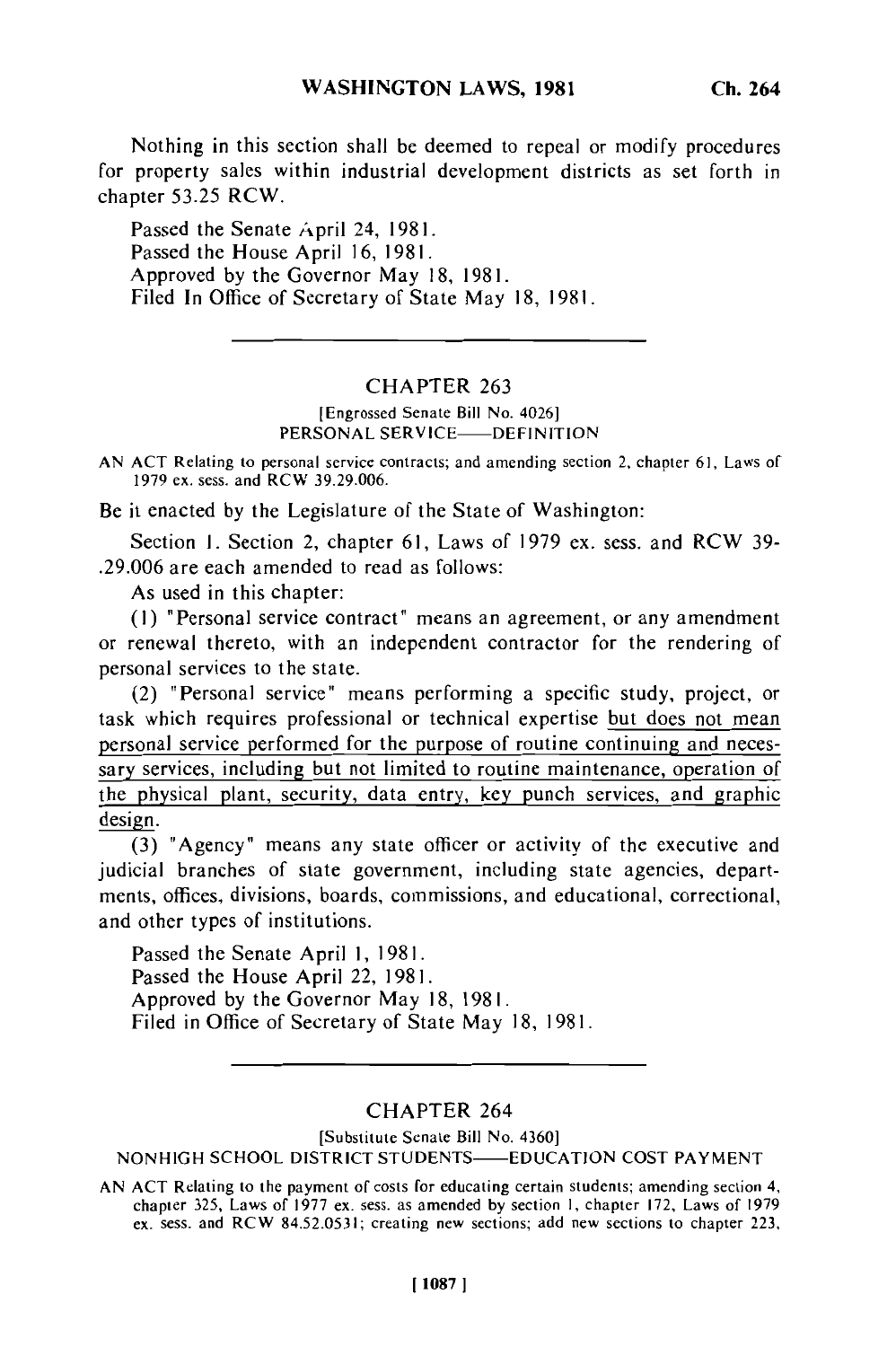Nothing in this section shall be deemed to repeal or modify procedures for property sales within industrial development districts as set forth in chapter 53.25 RCW.

Passed the Senate April 24, 1981.
Passed the House April 16, 1981.
Approved by the Governor May 18, 1981.
Filed In Office of Secretary of State May 18, 1981.

---

## CHAPTER 263

[Engrossed Senate Bill No. 4026]
PERSONAL SERVICE——DEFINITION

AN ACT Relating to personal service contracts; and amending section 2, chapter 61, Laws of 1979 ex. sess. and RCW 39.29.006.

Be it enacted by the Legislature of the State of Washington:

Section 1. Section 2, chapter 61, Laws of 1979 ex. sess. and RCW 39-.29.006 are each amended to read as follows:

As used in this chapter:

(1) "Personal service contract" means an agreement, or any amendment or renewal thereto, with an independent contractor for the rendering of personal services to the state.

(2) "Personal service" means performing a specific study, project, or task which requires professional or technical expertise <u>but does not mean personal service performed for the purpose of routine continuing and necessary services, including but not limited to routine maintenance, operation of the physical plant, security, data entry, key punch services, and graphic design.</u>

(3) "Agency" means any state officer or activity of the executive and judicial branches of state government, including state agencies, departments, offices, divisions, boards, commissions, and educational, correctional, and other types of institutions.

Passed the Senate April 1, 1981.
Passed the House April 22, 1981.
Approved by the Governor May 18, 1981.
Filed in Office of Secretary of State May 18, 1981.

---

## CHAPTER 264

[Substitute Senate Bill No. 4360]
NONHIGH SCHOOL DISTRICT STUDENTS——EDUCATION COST PAYMENT

AN ACT Relating to the payment of costs for educating certain students; amending section 4, chapter 325, Laws of 1977 ex. sess. as amended by section 1, chapter 172, Laws of 1979 ex. sess. and RCW 84.52.0531; creating new sections; add new sections to chapter 223,